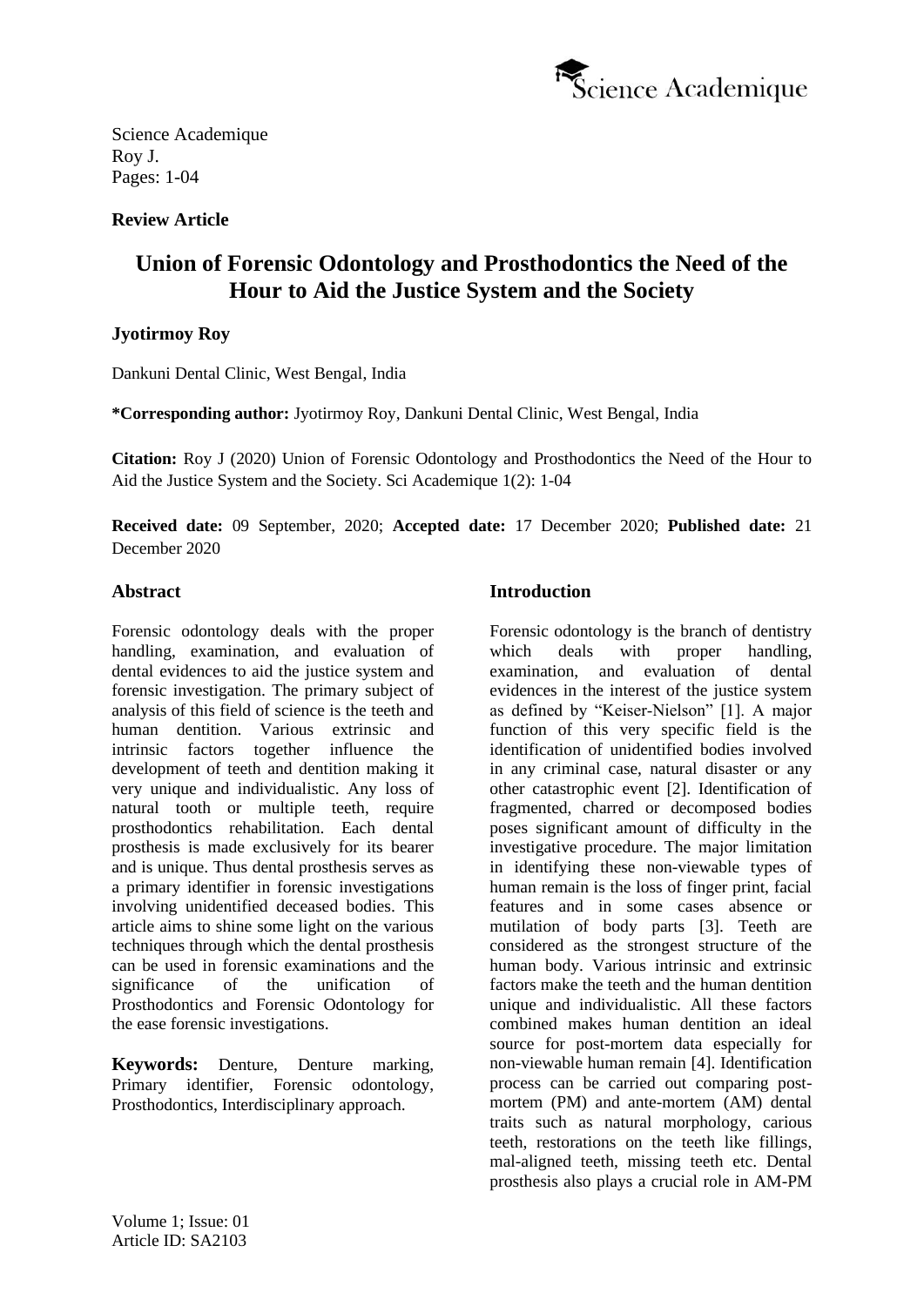Science Academique
Roy J.
Pages: 1-04

**Review Article**

# Union of Forensic Odontology and Prosthodontics the Need of the Hour to Aid the Justice System and the Society

**Jyotirmoy Roy**

Dankuni Dental Clinic, West Bengal, India

**\*Corresponding author:** Jyotirmoy Roy, Dankuni Dental Clinic, West Bengal, India

**Citation:** Roy J (2020) Union of Forensic Odontology and Prosthodontics the Need of the Hour to Aid the Justice System and the Society. Sci Academique 1(2): 1-04

**Received date:** 09 September, 2020; **Accepted date:** 17 December 2020; **Published date:** 21 December 2020

## Abstract

Forensic odontology deals with the proper handling, examination, and evaluation of dental evidences to aid the justice system and forensic investigation. The primary subject of analysis of this field of science is the teeth and human dentition. Various extrinsic and intrinsic factors together influence the development of teeth and dentition making it very unique and individualistic. Any loss of natural tooth or multiple teeth, require prosthodontics rehabilitation. Each dental prosthesis is made exclusively for its bearer and is unique. Thus dental prosthesis serves as a primary identifier in forensic investigations involving unidentified deceased bodies. This article aims to shine some light on the various techniques through which the dental prosthesis can be used in forensic examinations and the significance of the unification of Prosthodontics and Forensic Odontology for the ease forensic investigations.

**Keywords:** Denture, Denture marking, Primary identifier, Forensic odontology, Prosthodontics, Interdisciplinary approach.

## Introduction

Forensic odontology is the branch of dentistry which deals with proper handling, examination, and evaluation of dental evidences in the interest of the justice system as defined by "Keiser-Nielson" [1]. A major function of this very specific field is the identification of unidentified bodies involved in any criminal case, natural disaster or any other catastrophic event [2]. Identification of fragmented, charred or decomposed bodies poses significant amount of difficulty in the investigative procedure. The major limitation in identifying these non-viewable types of human remain is the loss of finger print, facial features and in some cases absence or mutilation of body parts [3]. Teeth are considered as the strongest structure of the human body. Various intrinsic and extrinsic factors make the teeth and the human dentition unique and individualistic. All these factors combined makes human dentition an ideal source for post-mortem data especially for non-viewable human remain [4]. Identification process can be carried out comparing post-mortem (PM) and ante-mortem (AM) dental traits such as natural morphology, carious teeth, restorations on the teeth like fillings, mal-aligned teeth, missing teeth etc. Dental prosthesis also plays a crucial role in AM-PM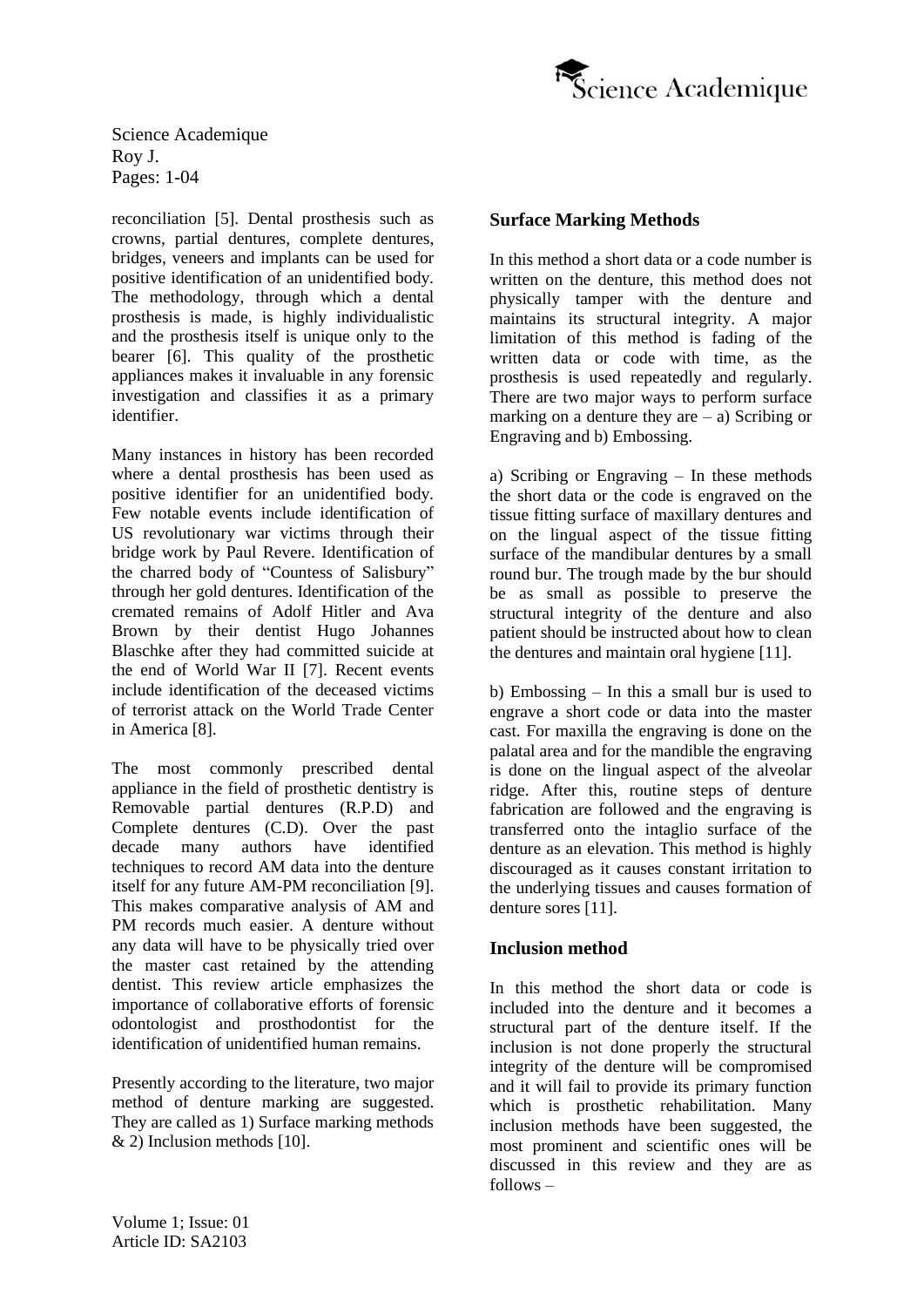reconciliation [5]. Dental prosthesis such as crowns, partial dentures, complete dentures, bridges, veneers and implants can be used for positive identification of an unidentified body. The methodology, through which a dental prosthesis is made, is highly individualistic and the prosthesis itself is unique only to the bearer [6]. This quality of the prosthetic appliances makes it invaluable in any forensic investigation and classifies it as a primary identifier.

Many instances in history has been recorded where a dental prosthesis has been used as positive identifier for an unidentified body. Few notable events include identification of US revolutionary war victims through their bridge work by Paul Revere. Identification of the charred body of "Countess of Salisbury" through her gold dentures. Identification of the cremated remains of Adolf Hitler and Ava Brown by their dentist Hugo Johannes Blaschke after they had committed suicide at the end of World War II [7]. Recent events include identification of the deceased victims of terrorist attack on the World Trade Center in America [8].

The most commonly prescribed dental appliance in the field of prosthetic dentistry is Removable partial dentures (R.P.D) and Complete dentures (C.D). Over the past decade many authors have identified techniques to record AM data into the denture itself for any future AM-PM reconciliation [9]. This makes comparative analysis of AM and PM records much easier. A denture without any data will have to be physically tried over the master cast retained by the attending dentist. This review article emphasizes the importance of collaborative efforts of forensic odontologist and prosthodontist for the identification of unidentified human remains.

Presently according to the literature, two major method of denture marking are suggested. They are called as 1) Surface marking methods & 2) Inclusion methods [10].

## Surface Marking Methods

In this method a short data or a code number is written on the denture, this method does not physically tamper with the denture and maintains its structural integrity. A major limitation of this method is fading of the written data or code with time, as the prosthesis is used repeatedly and regularly. There are two major ways to perform surface marking on a denture they are – a) Scribing or Engraving and b) Embossing.

a) Scribing or Engraving – In these methods the short data or the code is engraved on the tissue fitting surface of maxillary dentures and on the lingual aspect of the tissue fitting surface of the mandibular dentures by a small round bur. The trough made by the bur should be as small as possible to preserve the structural integrity of the denture and also patient should be instructed about how to clean the dentures and maintain oral hygiene [11].

b) Embossing – In this a small bur is used to engrave a short code or data into the master cast. For maxilla the engraving is done on the palatal area and for the mandible the engraving is done on the lingual aspect of the alveolar ridge. After this, routine steps of denture fabrication are followed and the engraving is transferred onto the intaglio surface of the denture as an elevation. This method is highly discouraged as it causes constant irritation to the underlying tissues and causes formation of denture sores [11].

## Inclusion method

In this method the short data or code is included into the denture and it becomes a structural part of the denture itself. If the inclusion is not done properly the structural integrity of the denture will be compromised and it will fail to provide its primary function which is prosthetic rehabilitation. Many inclusion methods have been suggested, the most prominent and scientific ones will be discussed in this review and they are as follows –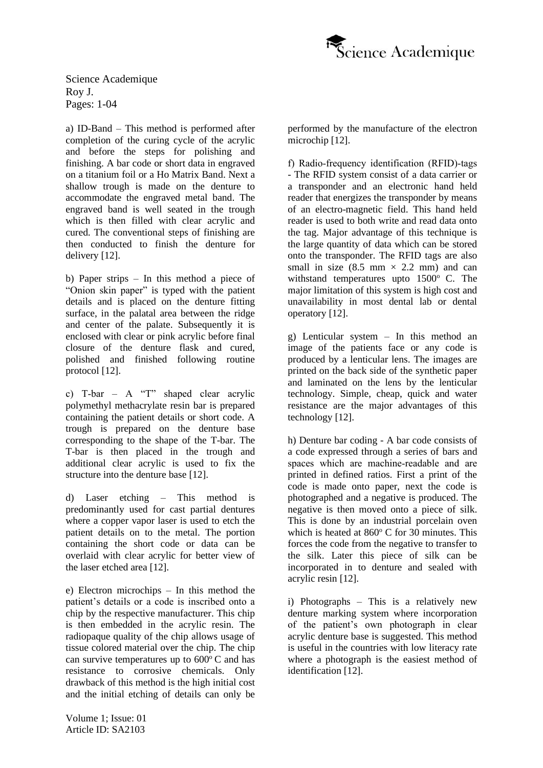a) ID-Band – This method is performed after completion of the curing cycle of the acrylic and before the steps for polishing and finishing. A bar code or short data in engraved on a titanium foil or a Ho Matrix Band. Next a shallow trough is made on the denture to accommodate the engraved metal band. The engraved band is well seated in the trough which is then filled with clear acrylic and cured. The conventional steps of finishing are then conducted to finish the denture for delivery [12].

b) Paper strips – In this method a piece of "Onion skin paper" is typed with the patient details and is placed on the denture fitting surface, in the palatal area between the ridge and center of the palate. Subsequently it is enclosed with clear or pink acrylic before final closure of the denture flask and cured, polished and finished following routine protocol [12].

c) T-bar – A "T" shaped clear acrylic polymethyl methacrylate resin bar is prepared containing the patient details or short code. A trough is prepared on the denture base corresponding to the shape of the T-bar. The T-bar is then placed in the trough and additional clear acrylic is used to fix the structure into the denture base [12].

d) Laser etching – This method is predominantly used for cast partial dentures where a copper vapor laser is used to etch the patient details on to the metal. The portion containing the short code or data can be overlaid with clear acrylic for better view of the laser etched area [12].

e) Electron microchips – In this method the patient's details or a code is inscribed onto a chip by the respective manufacturer. This chip is then embedded in the acrylic resin. The radiopaque quality of the chip allows usage of tissue colored material over the chip. The chip can survive temperatures up to 600$^{o}$ C and has resistance to corrosive chemicals. Only drawback of this method is the high initial cost and the initial etching of details can only be performed by the manufacture of the electron microchip [12].

f) Radio-frequency identification (RFID)-tags - The RFID system consist of a data carrier or a transponder and an electronic hand held reader that energizes the transponder by means of an electro-magnetic field. This hand held reader is used to both write and read data onto the tag. Major advantage of this technique is the large quantity of data which can be stored onto the transponder. The RFID tags are also small in size (8.5 mm $\times$ 2.2 mm) and can withstand temperatures upto 1500$^{o}$ C. The major limitation of this system is high cost and unavailability in most dental lab or dental operatory [12].

g) Lenticular system – In this method an image of the patients face or any code is produced by a lenticular lens. The images are printed on the back side of the synthetic paper and laminated on the lens by the lenticular technology. Simple, cheap, quick and water resistance are the major advantages of this technology [12].

h) Denture bar coding - A bar code consists of a code expressed through a series of bars and spaces which are machine-readable and are printed in defined ratios. First a print of the code is made onto paper, next the code is photographed and a negative is produced. The negative is then moved onto a piece of silk. This is done by an industrial porcelain oven which is heated at 860$^{o}$ C for 30 minutes. This forces the code from the negative to transfer to the silk. Later this piece of silk can be incorporated in to denture and sealed with acrylic resin [12].

i) Photographs – This is a relatively new denture marking system where incorporation of the patient's own photograph in clear acrylic denture base is suggested. This method is useful in the countries with low literacy rate where a photograph is the easiest method of identification [12].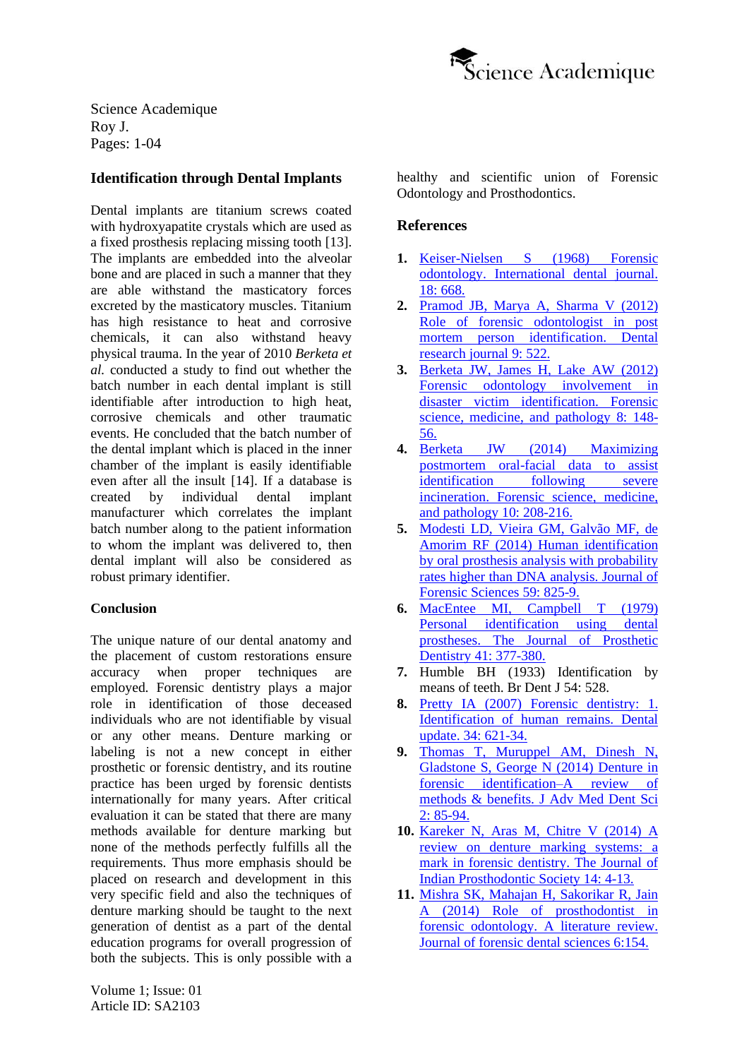## Identification through Dental Implants

Dental implants are titanium screws coated with hydroxyapatite crystals which are used as a fixed prosthesis replacing missing tooth [13]. The implants are embedded into the alveolar bone and are placed in such a manner that they are able withstand the masticatory forces excreted by the masticatory muscles. Titanium has high resistance to heat and corrosive chemicals, it can also withstand heavy physical trauma. In the year of 2010 *Berketa et al.* conducted a study to find out whether the batch number in each dental implant is still identifiable after introduction to high heat, corrosive chemicals and other traumatic events. He concluded that the batch number of the dental implant which is placed in the inner chamber of the implant is easily identifiable even after all the insult [14]. If a database is created by individual dental implant manufacturer which correlates the implant batch number along to the patient information to whom the implant was delivered to, then dental implant will also be considered as robust primary identifier.

## Conclusion

The unique nature of our dental anatomy and the placement of custom restorations ensure accuracy when proper techniques are employed. Forensic dentistry plays a major role in identification of those deceased individuals who are not identifiable by visual or any other means. Denture marking or labeling is not a new concept in either prosthetic or forensic dentistry, and its routine practice has been urged by forensic dentists internationally for many years. After critical evaluation it can be stated that there are many methods available for denture marking but none of the methods perfectly fulfills all the requirements. Thus more emphasis should be placed on research and development in this very specific field and also the techniques of denture marking should be taught to the next generation of dentist as a part of the dental education programs for overall progression of both the subjects. This is only possible with a healthy and scientific union of Forensic Odontology and Prosthodontics.

## References

1. Keiser-Nielsen S (1968) Forensic odontology. International dental journal. 18: 668.
2. Pramod JB, Marya A, Sharma V (2012) Role of forensic odontologist in post mortem person identification. Dental research journal 9: 522.
3. Berketa JW, James H, Lake AW (2012) Forensic odontology involvement in disaster victim identification. Forensic science, medicine, and pathology 8: 148-56.
4. Berketa JW (2014) Maximizing postmortem oral-facial data to assist identification following severe incineration. Forensic science, medicine, and pathology 10: 208-216.
5. Modesti LD, Vieira GM, Galvão MF, de Amorim RF (2014) Human identification by oral prosthesis analysis with probability rates higher than DNA analysis. Journal of Forensic Sciences 59: 825-9.
6. MacEntee MI, Campbell T (1979) Personal identification using dental prostheses. The Journal of Prosthetic Dentistry 41: 377-380.
7. Humble BH (1933) Identification by means of teeth. Br Dent J 54: 528.
8. Pretty IA (2007) Forensic dentistry: 1. Identification of human remains. Dental update. 34: 621-34.
9. Thomas T, Muruppel AM, Dinesh N, Gladstone S, George N (2014) Denture in forensic identification–A review of methods & benefits. J Adv Med Dent Sci 2: 85-94.
10. Kareker N, Aras M, Chitre V (2014) A review on denture marking systems: a mark in forensic dentistry. The Journal of Indian Prosthodontic Society 14: 4-13.
11. Mishra SK, Mahajan H, Sakorikar R, Jain A (2014) Role of prosthodontist in forensic odontology. A literature review. Journal of forensic dental sciences 6:154.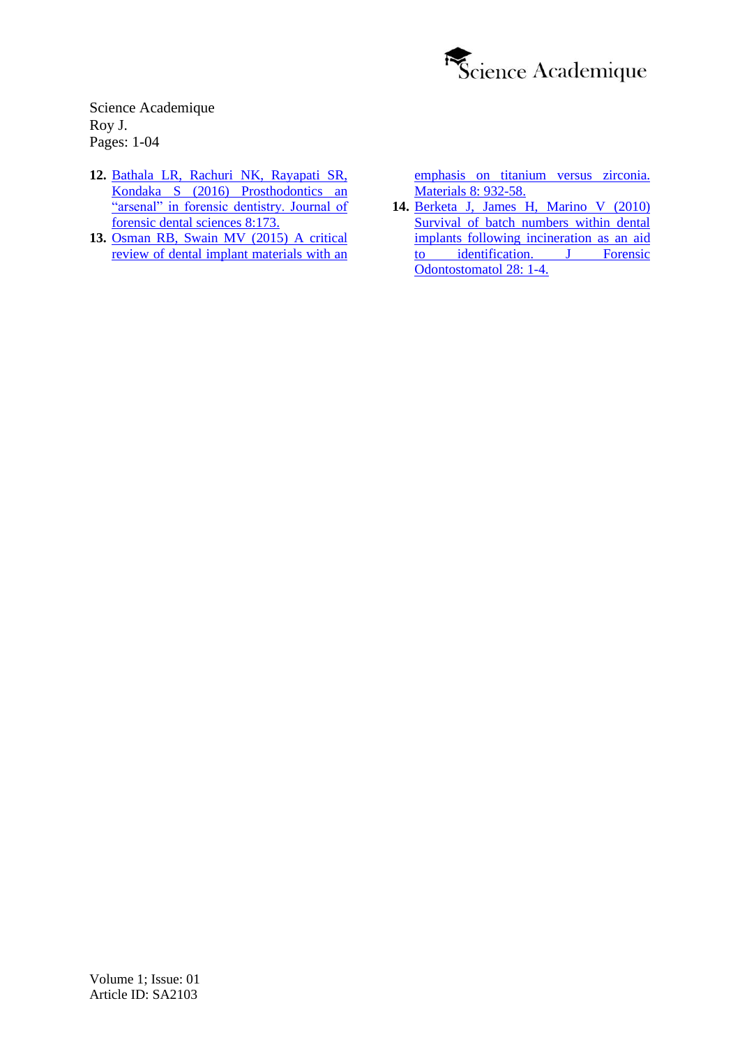12. Bathala LR, Rachuri NK, Rayapati SR, Kondaka S (2016) Prosthodontics an “arsenal” in forensic dentistry. Journal of forensic dental sciences 8:173.
13. Osman RB, Swain MV (2015) A critical review of dental implant materials with an emphasis on titanium versus zirconia. Materials 8: 932-58.
14. Berketa J, James H, Marino V (2010) Survival of batch numbers within dental implants following incineration as an aid to identification. J Forensic Odontostomatol 28: 1-4.